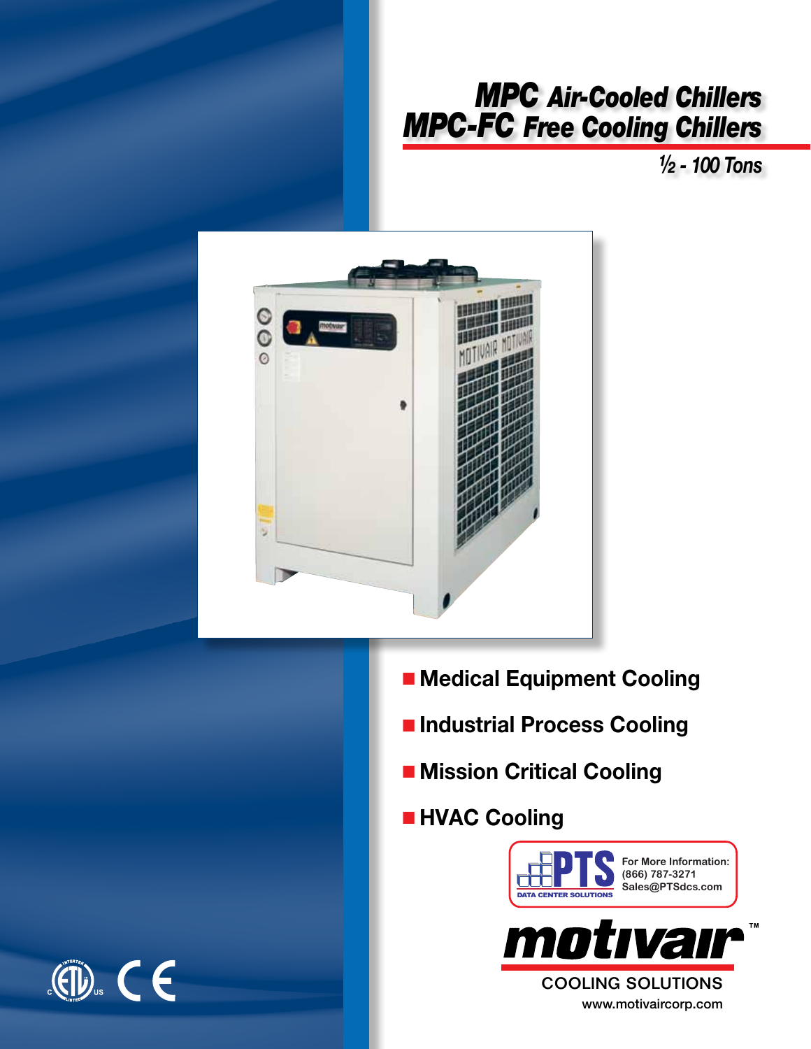# MPC Air-Cooled Chillers
# MPC-FC Free Cooling Chillers

*½ - 100 Tons*

- **Medical Equipment Cooling**
- **Industrial Process Cooling**
- **Mission Critical Cooling**
- **HVAC Cooling**

PTS DATA CENTER SOLUTIONS

For More Information:
(866) 787-3271
Sales@PTSdcs.com

motivair™

COOLING SOLUTIONS

www.motivaircorp.com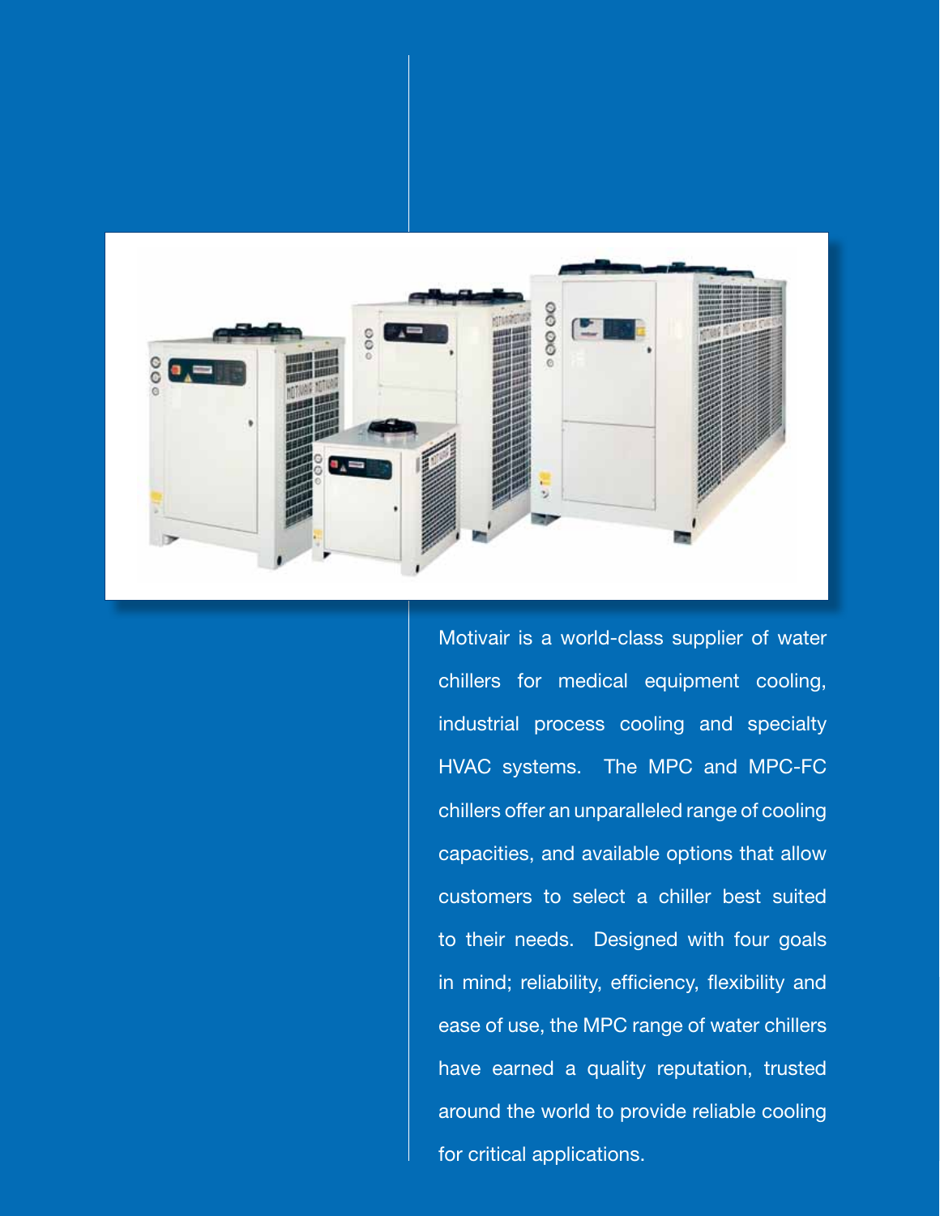Motivair is a world-class supplier of water chillers for medical equipment cooling, industrial process cooling and specialty HVAC systems. The MPC and MPC-FC chillers offer an unparalleled range of cooling capacities, and available options that allow customers to select a chiller best suited to their needs. Designed with four goals in mind; reliability, efficiency, flexibility and ease of use, the MPC range of water chillers have earned a quality reputation, trusted around the world to provide reliable cooling for critical applications.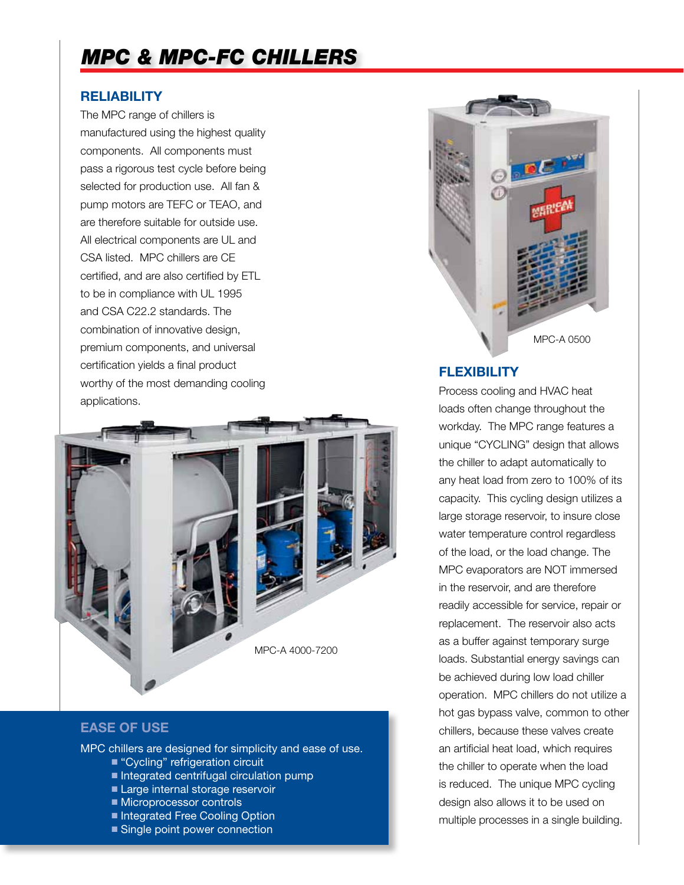# MPC & MPC-FC CHILLERS

## RELIABILITY

The MPC range of chillers is manufactured using the highest quality components. All components must pass a rigorous test cycle before being selected for production use. All fan & pump motors are TEFC or TEAO, and are therefore suitable for outside use. All electrical components are UL and CSA listed. MPC chillers are CE certified, and are also certified by ETL to be in compliance with UL 1995 and CSA C22.2 standards. The combination of innovative design, premium components, and universal certification yields a final product worthy of the most demanding cooling applications.

MPC-A 4000-7200

## EASE OF USE

MPC chillers are designed for simplicity and ease of use.

- "Cycling" refrigeration circuit
- Integrated centrifugal circulation pump
- Large internal storage reservoir
- Microprocessor controls
- Integrated Free Cooling Option
- Single point power connection

MPC-A 0500

## FLEXIBILITY

Process cooling and HVAC heat loads often change throughout the workday. The MPC range features a unique "CYCLING" design that allows the chiller to adapt automatically to any heat load from zero to 100% of its capacity. This cycling design utilizes a large storage reservoir, to insure close water temperature control regardless of the load, or the load change. The MPC evaporators are NOT immersed in the reservoir, and are therefore readily accessible for service, repair or replacement. The reservoir also acts as a buffer against temporary surge loads. Substantial energy savings can be achieved during low load chiller operation. MPC chillers do not utilize a hot gas bypass valve, common to other chillers, because these valves create an artificial heat load, which requires the chiller to operate when the load is reduced. The unique MPC cycling design also allows it to be used on multiple processes in a single building.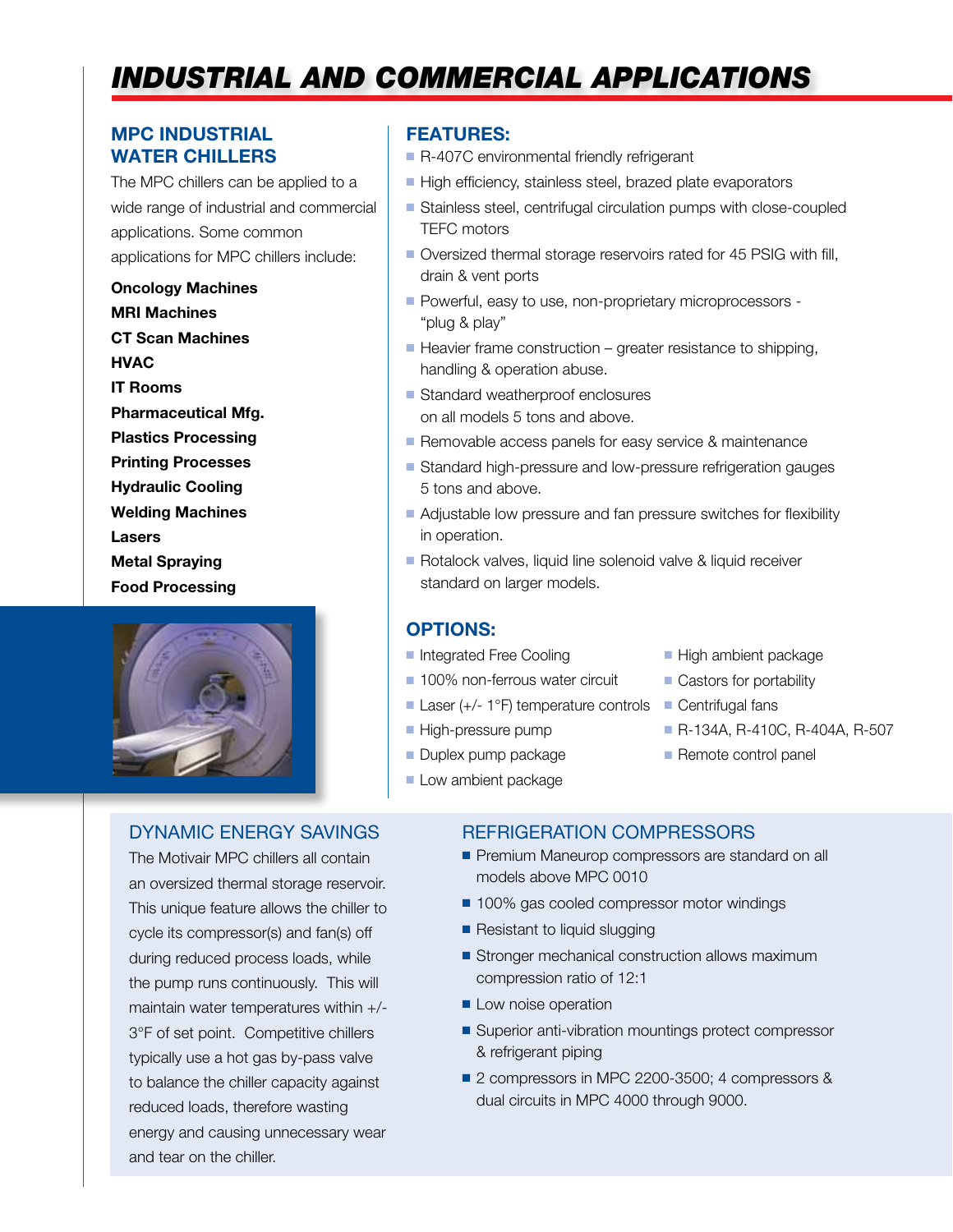# INDUSTRIAL AND COMMERCIAL APPLICATIONS

## MPC INDUSTRIAL WATER CHILLERS

The MPC chillers can be applied to a wide range of industrial and commercial applications. Some common applications for MPC chillers include:

**Oncology Machines**
**MRI Machines**
**CT Scan Machines**
**HVAC**
**IT Rooms**
**Pharmaceutical Mfg.**
**Plastics Processing**
**Printing Processes**
**Hydraulic Cooling**
**Welding Machines**
**Lasers**
**Metal Spraying**
**Food Processing**

## FEATURES:

- R-407C environmental friendly refrigerant
- High efficiency, stainless steel, brazed plate evaporators
- Stainless steel, centrifugal circulation pumps with close-coupled TEFC motors
- Oversized thermal storage reservoirs rated for 45 PSIG with fill, drain & vent ports
- Powerful, easy to use, non-proprietary microprocessors - "plug & play"
- Heavier frame construction – greater resistance to shipping, handling & operation abuse.
- Standard weatherproof enclosures on all models 5 tons and above.
- Removable access panels for easy service & maintenance
- Standard high-pressure and low-pressure refrigeration gauges 5 tons and above.
- Adjustable low pressure and fan pressure switches for flexibility in operation.
- Rotalock valves, liquid line solenoid valve & liquid receiver standard on larger models.

## OPTIONS:

- Integrated Free Cooling
- 100% non-ferrous water circuit
- Laser (+/- 1°F) temperature controls
- High-pressure pump
- Duplex pump package
- Low ambient package
- High ambient package
- Castors for portability
- Centrifugal fans
- R-134A, R-410C, R-404A, R-507
- Remote control panel

## DYNAMIC ENERGY SAVINGS

The Motivair MPC chillers all contain an oversized thermal storage reservoir. This unique feature allows the chiller to cycle its compressor(s) and fan(s) off during reduced process loads, while the pump runs continuously. This will maintain water temperatures within +/- 3°F of set point. Competitive chillers typically use a hot gas by-pass valve to balance the chiller capacity against reduced loads, therefore wasting energy and causing unnecessary wear and tear on the chiller.

## REFRIGERATION COMPRESSORS

- Premium Maneurop compressors are standard on all models above MPC 0010
- 100% gas cooled compressor motor windings
- Resistant to liquid slugging
- Stronger mechanical construction allows maximum compression ratio of 12:1
- Low noise operation
- Superior anti-vibration mountings protect compressor & refrigerant piping
- 2 compressors in MPC 2200-3500; 4 compressors & dual circuits in MPC 4000 through 9000.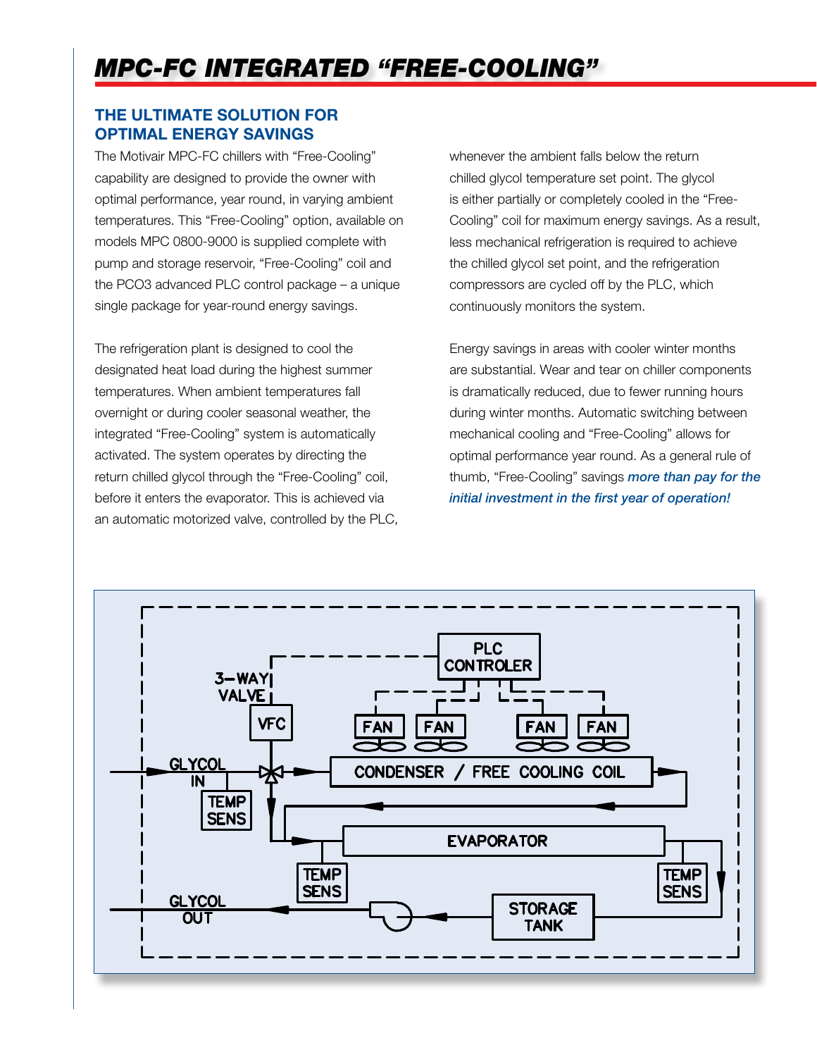# MPC-FC INTEGRATED "FREE-COOLING"

## THE ULTIMATE SOLUTION FOR OPTIMAL ENERGY SAVINGS

The Motivair MPC-FC chillers with "Free-Cooling" capability are designed to provide the owner with optimal performance, year round, in varying ambient temperatures. This "Free-Cooling" option, available on models MPC 0800-9000 is supplied complete with pump and storage reservoir, "Free-Cooling" coil and the PCO3 advanced PLC control package – a unique single package for year-round energy savings.

The refrigeration plant is designed to cool the designated heat load during the highest summer temperatures. When ambient temperatures fall overnight or during cooler seasonal weather, the integrated "Free-Cooling" system is automatically activated. The system operates by directing the return chilled glycol through the "Free-Cooling" coil, before it enters the evaporator. This is achieved via an automatic motorized valve, controlled by the PLC, whenever the ambient falls below the return chilled glycol temperature set point. The glycol is either partially or completely cooled in the "Free-Cooling" coil for maximum energy savings. As a result, less mechanical refrigeration is required to achieve the chilled glycol set point, and the refrigeration compressors are cycled off by the PLC, which continuously monitors the system.

Energy savings in areas with cooler winter months are substantial. Wear and tear on chiller components is dramatically reduced, due to fewer running hours during winter months. Automatic switching between mechanical cooling and "Free-Cooling" allows for optimal performance year round. As a general rule of thumb, "Free-Cooling" savings ***more than pay for the initial investment in the first year of operation!***

PLC CONTROLER

3-WAY VALVE

VFC

FAN FAN FAN FAN

GLYCOL IN

CONDENSER / FREE COOLING COIL

TEMP SENS

EVAPORATOR

TEMP SENS

TEMP SENS

GLYCOL OUT

STORAGE TANK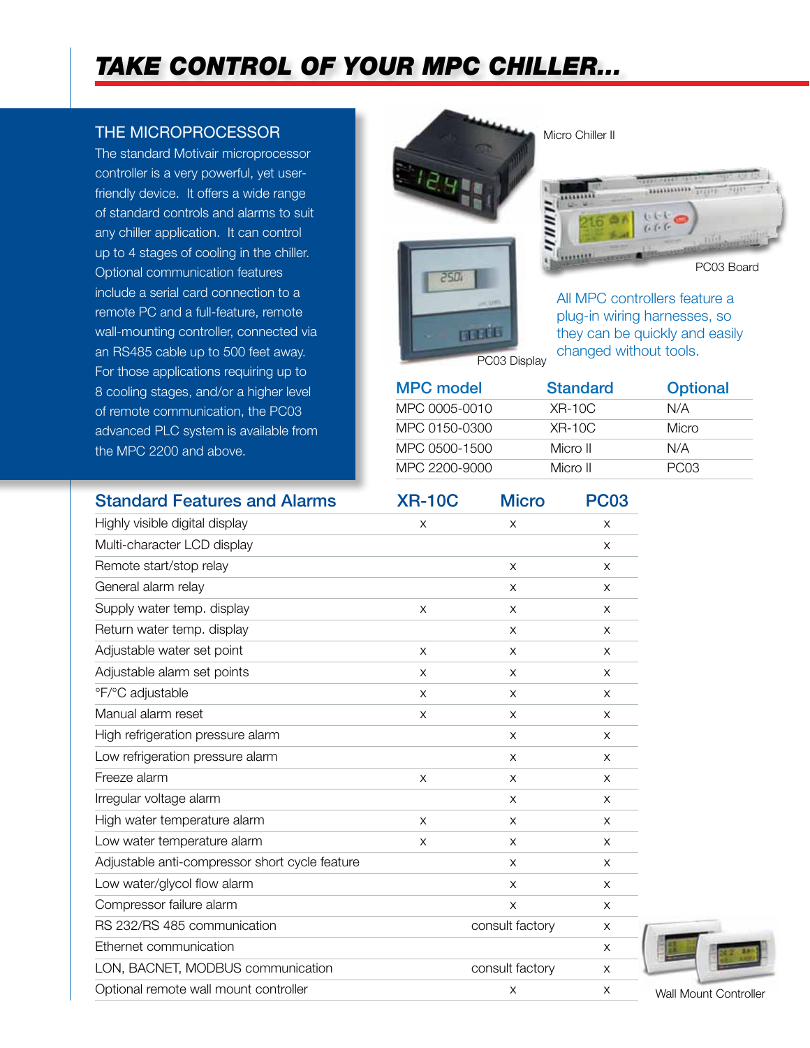# TAKE CONTROL OF YOUR MPC CHILLER...

## THE MICROPROCESSOR

The standard Motivair microprocessor controller is a very powerful, yet user-friendly device. It offers a wide range of standard controls and alarms to suit any chiller application. It can control up to 4 stages of cooling in the chiller. Optional communication features include a serial card connection to a remote PC and a full-feature, remote wall-mounting controller, connected via an RS485 cable up to 500 feet away. For those applications requiring up to 8 cooling stages, and/or a higher level of remote communication, the PC03 advanced PLC system is available from the MPC 2200 and above.

Micro Chiller II

PC03 Board

PC03 Display

All MPC controllers feature a plug-in wiring harnesses, so they can be quickly and easily changed without tools.

| MPC model | Standard | Optional |
|---|---|---|
| MPC 0005-0010 | XR-10C | N/A |
| MPC 0150-0300 | XR-10C | Micro |
| MPC 0500-1500 | Micro II | N/A |
| MPC 2200-9000 | Micro II | PC03 |

| Standard Features and Alarms | XR-10C | Micro | PC03 |
|---|---|---|---|
| Highly visible digital display | x | x | x |
| Multi-character LCD display | | | x |
| Remote start/stop relay | | x | x |
| General alarm relay | | x | x |
| Supply water temp. display | x | x | x |
| Return water temp. display | | x | x |
| Adjustable water set point | x | x | x |
| Adjustable alarm set points | x | x | x |
| °F/°C adjustable | x | x | x |
| Manual alarm reset | x | x | x |
| High refrigeration pressure alarm | | x | x |
| Low refrigeration pressure alarm | | x | x |
| Freeze alarm | x | x | x |
| Irregular voltage alarm | | x | x |
| High water temperature alarm | x | x | x |
| Low water temperature alarm | x | x | x |
| Adjustable anti-compressor short cycle feature | | x | x |
| Low water/glycol flow alarm | | x | x |
| Compressor failure alarm | | x | x |
| RS 232/RS 485 communication | | consult factory | x |
| Ethernet communication | | | x |
| LON, BACNET, MODBUS communication | | consult factory | x |
| Optional remote wall mount controller | | x | x |

Wall Mount Controller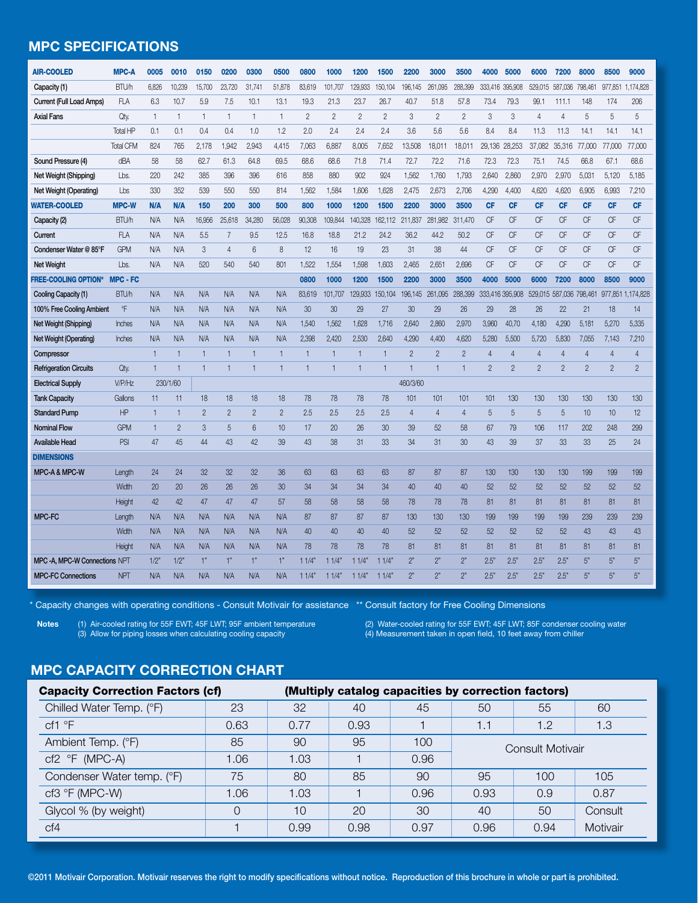## MPC SPECIFICATIONS

| AIR-COOLED | MPC-A | 0005 | 0010 | 0150 | 0200 | 0300 | 0500 | 0800 | 1000 | 1200 | 1500 | 2200 | 3000 | 3500 | 4000 | 5000 | 6000 | 7200 | 8000 | 8500 | 9000 |
|---|---|---|---|---|---|---|---|---|---|---|---|---|---|---|---|---|---|---|---|---|---|
| Capacity (1) | BTU/h | 6,826 | 10,239 | 15,700 | 23,720 | 31,741 | 51,878 | 83,619 | 101,707 | 129,933 | 150,104 | 196,145 | 261,095 | 288,399 | 333,416 | 395,908 | 529,015 | 587,036 | 798,461 | 977,851 | 1,174,828 |
| Current (Full Load Amps) | FLA | 6.3 | 10.7 | 5.9 | 7.5 | 10.1 | 13.1 | 19.3 | 21.3 | 23.7 | 26.7 | 40.7 | 51.8 | 57.8 | 73.4 | 79.3 | 99.1 | 111.1 | 148 | 174 | 206 |
| Axial Fans | Qty. | 1 | 1 | 1 | 1 | 1 | 1 | 2 | 2 | 2 | 2 | 3 | 2 | 2 | 3 | 3 | 4 | 4 | 5 | 5 | 5 |
| | Total HP | 0.1 | 0.1 | 0.4 | 0.4 | 1.0 | 1.2 | 2.0 | 2.4 | 2.4 | 2.4 | 3.6 | 5.6 | 5.6 | 8.4 | 8.4 | 11.3 | 11.3 | 14.1 | 14.1 | 14.1 |
| | Total CFM | 824 | 765 | 2,178 | 1,942 | 2,943 | 4,415 | 7,063 | 6,887 | 8,005 | 7,652 | 13,508 | 18,011 | 18,011 | 29,136 | 28,253 | 37,082 | 35,316 | 77,000 | 77,000 | 77,000 |
| Sound Pressure (4) | dBA | 58 | 58 | 62.7 | 61.3 | 64.8 | 69.5 | 68.6 | 68.6 | 71.8 | 71.4 | 72.7 | 72.2 | 71.6 | 72.3 | 72.3 | 75.1 | 74.5 | 66.8 | 67.1 | 68.6 |
| Net Weight (Shipping) | Lbs. | 220 | 242 | 385 | 396 | 396 | 616 | 858 | 880 | 902 | 924 | 1,562 | 1,760 | 1,793 | 2,640 | 2,860 | 2,970 | 2,970 | 5,031 | 5,120 | 5,185 |
| Net Weight (Operating) | Lbs | 330 | 352 | 539 | 550 | 550 | 814 | 1,562 | 1,584 | 1,606 | 1,628 | 2,475 | 2,673 | 2,706 | 4,290 | 4,400 | 4,620 | 4,620 | 6,905 | 6,993 | 7,210 |
| **WATER-COOLED** | **MPC-W** | **N/A** | **N/A** | **150** | **200** | **300** | **500** | **800** | **1000** | **1200** | **1500** | **2200** | **3000** | **3500** | **CF** | **CF** | **CF** | **CF** | **CF** | **CF** | **CF** |
| Capacity (2) | BTU/h | N/A | N/A | 16,956 | 25,618 | 34,280 | 56,028 | 90,308 | 109,844 | 140,328 | 162,112 | 211,837 | 281,982 | 311,470 | CF | CF | CF | CF | CF | CF | CF |
| Current | FLA | N/A | N/A | 5.5 | 7 | 9.5 | 12.5 | 16.8 | 18.8 | 21.2 | 24.2 | 36.2 | 44.2 | 50.2 | CF | CF | CF | CF | CF | CF | CF |
| Condenser Water @ 85°F | GPM | N/A | N/A | 3 | 4 | 6 | 8 | 12 | 16 | 19 | 23 | 31 | 38 | 44 | CF | CF | CF | CF | CF | CF | CF |
| Net Weight | Lbs. | N/A | N/A | 520 | 540 | 540 | 801 | 1,522 | 1,554 | 1,598 | 1,603 | 2,465 | 2,651 | 2,696 | CF | CF | CF | CF | CF | CF | CF |
| **FREE-COOLING OPTION*** | **MPC - FC** | | | | | | | **0800** | **1000** | **1200** | **1500** | **2200** | **3000** | **3500** | **4000** | **5000** | **6000** | **7200** | **8000** | **8500** | **9000** |
| Cooling Capacity (1) | BTU/h | N/A | N/A | N/A | N/A | N/A | N/A | 83,619 | 101,707 | 129,933 | 150,104 | 196,145 | 261,095 | 288,399 | 333,416 | 395,908 | 529,015 | 587,036 | 798,461 | 977,851 | 1,174,828 |
| 100% Free Cooling Ambient | °F | N/A | N/A | N/A | N/A | N/A | N/A | 30 | 30 | 29 | 27 | 30 | 29 | 26 | 29 | 28 | 26 | 22 | 21 | 18 | 14 |
| Net Weight (Shipping) | Inches | N/A | N/A | N/A | N/A | N/A | N/A | 1,540 | 1,562 | 1,628 | 1,716 | 2,640 | 2,860 | 2,970 | 3,960 | 40,70 | 4,180 | 4,290 | 5,181 | 5,270 | 5,335 |
| Net Weight (Operating) | Inches | N/A | N/A | N/A | N/A | N/A | N/A | 2,398 | 2,420 | 2,530 | 2,640 | 4,290 | 4,400 | 4,620 | 5,280 | 5,500 | 5,720 | 5,830 | 7,055 | 7,143 | 7,210 |
| Compressor | | 1 | 1 | 1 | 1 | 1 | 1 | 1 | 1 | 1 | 1 | 2 | 2 | 2 | 4 | 4 | 4 | 4 | 4 | 4 | 4 |
| Refrigeration Circuits | Qty. | 1 | 1 | 1 | 1 | 1 | 1 | 1 | 1 | 1 | 1 | 1 | 1 | 1 | 2 | 2 | 2 | 2 | 2 | 2 | 2 |
| Electrical Supply | V/P/Hz | 230/1/60 | | 460/3/60 | | | | | | | | | | | | | | | | | |
| Tank Capacity | Gallons | 11 | 11 | 18 | 18 | 18 | 18 | 78 | 78 | 78 | 78 | 101 | 101 | 101 | 101 | 130 | 130 | 130 | 130 | 130 | 130 |
| Standard Pump | HP | 1 | 1 | 2 | 2 | 2 | 2 | 2.5 | 2.5 | 2.5 | 2.5 | 4 | 4 | 4 | 5 | 5 | 5 | 5 | 10 | 10 | 12 |
| Nominal Flow | GPM | 1 | 2 | 3 | 5 | 6 | 10 | 17 | 20 | 26 | 30 | 39 | 52 | 58 | 67 | 79 | 106 | 117 | 202 | 248 | 299 |
| Available Head | PSI | 47 | 45 | 44 | 43 | 42 | 39 | 43 | 38 | 31 | 33 | 34 | 31 | 30 | 43 | 39 | 37 | 33 | 33 | 25 | 24 |
| **DIMENSIONS** | | | | | | | | | | | | | | | | | | | | | |
| MPC-A & MPC-W | Length | 24 | 24 | 32 | 32 | 32 | 36 | 63 | 63 | 63 | 63 | 87 | 87 | 87 | 130 | 130 | 130 | 130 | 199 | 199 | 199 |
| | Width | 20 | 20 | 26 | 26 | 26 | 30 | 34 | 34 | 34 | 34 | 40 | 40 | 40 | 52 | 52 | 52 | 52 | 52 | 52 | 52 |
| | Height | 42 | 42 | 47 | 47 | 47 | 57 | 58 | 58 | 58 | 58 | 78 | 78 | 78 | 81 | 81 | 81 | 81 | 81 | 81 | 81 |
| MPC-FC | Length | N/A | N/A | N/A | N/A | N/A | N/A | 87 | 87 | 87 | 87 | 130 | 130 | 130 | 199 | 199 | 199 | 199 | 239 | 239 | 239 |
| | Width | N/A | N/A | N/A | N/A | N/A | N/A | 40 | 40 | 40 | 40 | 52 | 52 | 52 | 52 | 52 | 52 | 52 | 43 | 43 | 43 |
| | Height | N/A | N/A | N/A | N/A | N/A | N/A | 78 | 78 | 78 | 78 | 81 | 81 | 81 | 81 | 81 | 81 | 81 | 81 | 81 | 81 |
| MPC -A, MPC-W Connections | NPT | 1/2" | 1/2" | 1" | 1" | 1" | 1" | 1 1/4" | 1 1/4" | 1 1/4" | 1 1/4" | 2" | 2" | 2" | 2.5" | 2.5" | 2.5" | 2.5" | 5" | 5" | 5" |
| MPC-FC Connections | NPT | N/A | N/A | N/A | N/A | N/A | N/A | 1 1/4" | 1 1/4" | 1 1/4" | 1 1/4" | 2" | 2" | 2" | 2.5" | 2.5" | 2.5" | 2.5" | 5" | 5" | 5" |

* Capacity changes with operating conditions - Consult Motivair for assistance ** Consult factory for Free Cooling Dimensions

**Notes**
(1) Air-cooled rating for 55F EWT; 45F LWT; 95F ambient temperature
(2) Water-cooled rating for 55F EWT; 45F LWT; 85F condenser cooling water
(3) Allow for piping losses when calculating cooling capacity
(4) Measurement taken in open field, 10 feet away from chiller

## MPC CAPACITY CORRECTION CHART

| **Capacity Correction Factors (cf)** | **(Multiply catalog capacities by correction factors)** | | | | | | |
|---|---|---|---|---|---|---|---|
| Chilled Water Temp. (°F) | 23 | 32 | 40 | 45 | 50 | 55 | 60 |
| cf1 °F | 0.63 | 0.77 | 0.93 | 1 | 1.1 | 1.2 | 1.3 |
| Ambient Temp. (°F) | 85 | 90 | 95 | 100 | Consult Motivair | | |
| cf2 °F (MPC-A) | 1.06 | 1.03 | 1 | 0.96 | | | |
| Condenser Water temp. (°F) | 75 | 80 | 85 | 90 | 95 | 100 | 105 |
| cf3 °F (MPC-W) | 1.06 | 1.03 | 1 | 0.96 | 0.93 | 0.9 | 0.87 |
| Glycol % (by weight) | 0 | 10 | 20 | 30 | 40 | 50 | Consult Motivair |
| cf4 | 1 | 0.99 | 0.98 | 0.97 | 0.96 | 0.94 | |

©2011 Motivair Corporation. Motivair reserves the right to modify specifications without notice. Reproduction of this brochure in whole or part is prohibited.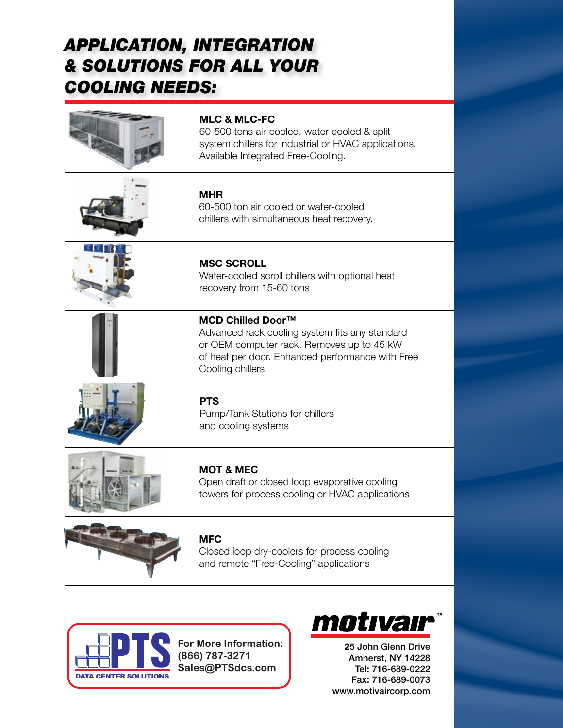# APPLICATION, INTEGRATION & SOLUTIONS FOR ALL YOUR COOLING NEEDS:

**MLC & MLC-FC**
60-500 tons air-cooled, water-cooled & split system chillers for industrial or HVAC applications. Available Integrated Free-Cooling.

**MHR**
60-500 ton air cooled or water-cooled chillers with simultaneous heat recovery.

**MSC SCROLL**
Water-cooled scroll chillers with optional heat recovery from 15-60 tons

**MCD Chilled Door™**
Advanced rack cooling system fits any standard or OEM computer rack. Removes up to 45 kW of heat per door. Enhanced performance with Free Cooling chillers

**PTS**
Pump/Tank Stations for chillers and cooling systems

**MOT & MEC**
Open draft or closed loop evaporative cooling towers for process cooling or HVAC applications

**MFC**
Closed loop dry-coolers for process cooling and remote "Free-Cooling" applications

PTS DATA CENTER SOLUTIONS

**For More Information:**
**(866) 787-3271**
**Sales@PTSdcs.com**

**motivair™**

25 John Glenn Drive
Amherst, NY 14228
Tel: 716-689-0222
Fax: 716-689-0073
www.motivaircorp.com